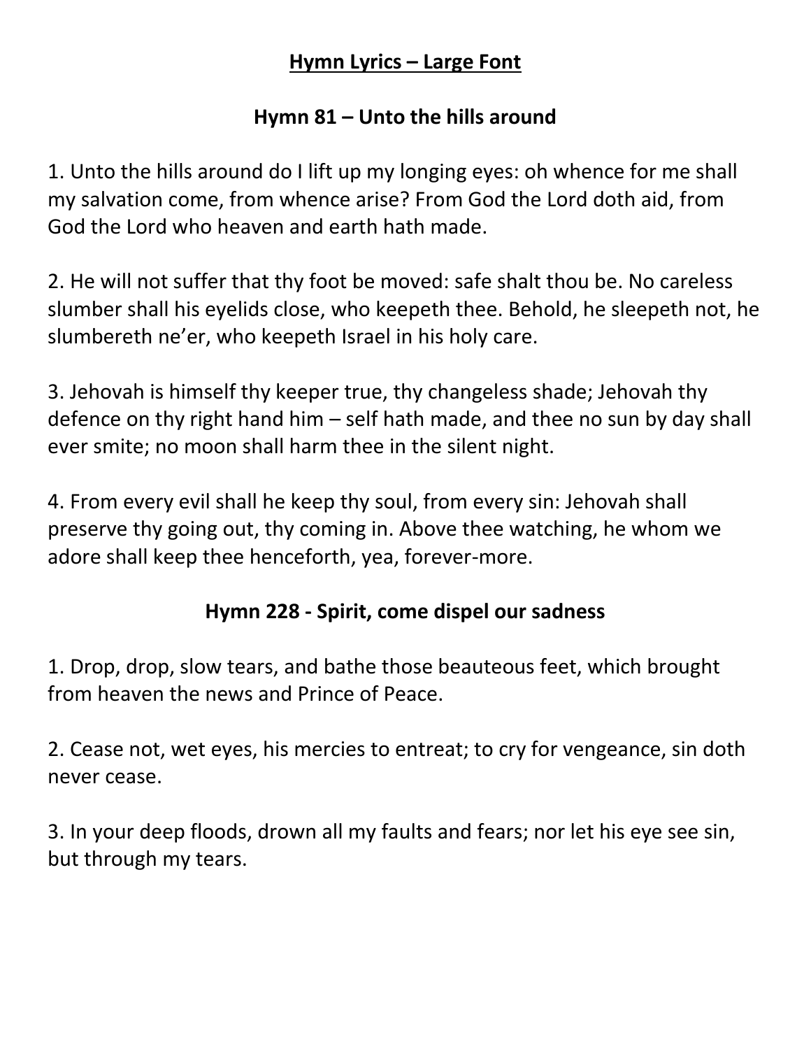# Hymn Lyrics – Large Font

## Hymn 81 – Unto the hills around

1. Unto the hills around do I lift up my longing eyes: oh whence for me shall my salvation come, from whence arise? From God the Lord doth aid, from God the Lord who heaven and earth hath made.

2. He will not suffer that thy foot be moved: safe shalt thou be. No careless slumber shall his eyelids close, who keepeth thee. Behold, he sleepeth not, he slumbereth ne'er, who keepeth Israel in his holy care.

3. Jehovah is himself thy keeper true, thy changeless shade; Jehovah thy defence on thy right hand him – self hath made, and thee no sun by day shall ever smite; no moon shall harm thee in the silent night.

4. From every evil shall he keep thy soul, from every sin: Jehovah shall preserve thy going out, thy coming in. Above thee watching, he whom we adore shall keep thee henceforth, yea, forever-more.

## Hymn 228 - Spirit, come dispel our sadness

1. Drop, drop, slow tears, and bathe those beauteous feet, which brought from heaven the news and Prince of Peace.

2. Cease not, wet eyes, his mercies to entreat; to cry for vengeance, sin doth never cease.

3. In your deep floods, drown all my faults and fears; nor let his eye see sin, but through my tears.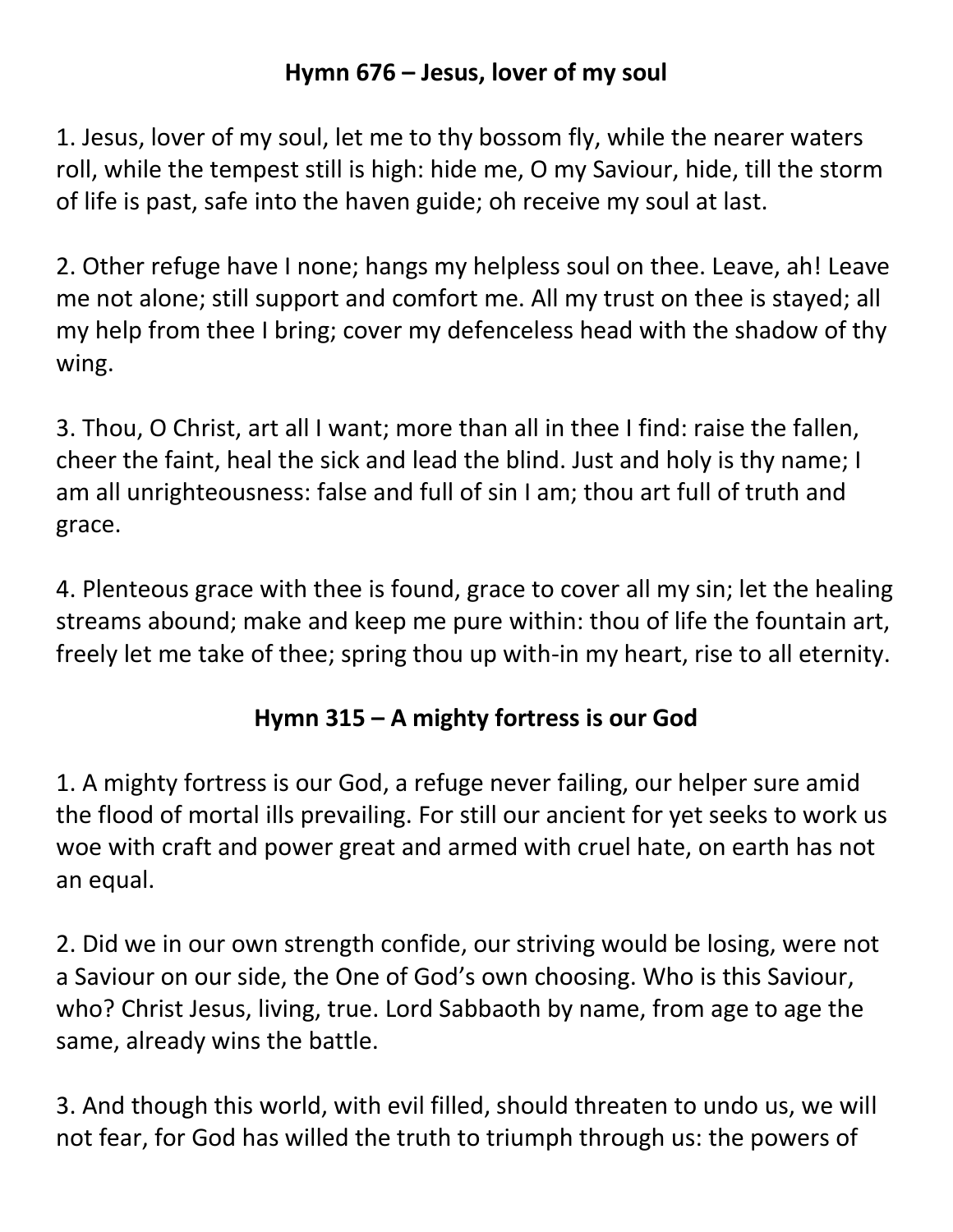**Hymn 676 – Jesus, lover of my soul**

1. Jesus, lover of my soul, let me to thy bossom fly, while the nearer waters roll, while the tempest still is high: hide me, O my Saviour, hide, till the storm of life is past, safe into the haven guide; oh receive my soul at last.

2. Other refuge have I none; hangs my helpless soul on thee. Leave, ah! Leave me not alone; still support and comfort me. All my trust on thee is stayed; all my help from thee I bring; cover my defenceless head with the shadow of thy wing.

3. Thou, O Christ, art all I want; more than all in thee I find: raise the fallen, cheer the faint, heal the sick and lead the blind. Just and holy is thy name; I am all unrighteousness: false and full of sin I am; thou art full of truth and grace.

4. Plenteous grace with thee is found, grace to cover all my sin; let the healing streams abound; make and keep me pure within: thou of life the fountain art, freely let me take of thee; spring thou up with-in my heart, rise to all eternity.

**Hymn 315 – A mighty fortress is our God**

1. A mighty fortress is our God, a refuge never failing, our helper sure amid the flood of mortal ills prevailing. For still our ancient for yet seeks to work us woe with craft and power great and armed with cruel hate, on earth has not an equal.

2. Did we in our own strength confide, our striving would be losing, were not a Saviour on our side, the One of God's own choosing. Who is this Saviour, who? Christ Jesus, living, true. Lord Sabbaoth by name, from age to age the same, already wins the battle.

3. And though this world, with evil filled, should threaten to undo us, we will not fear, for God has willed the truth to triumph through us: the powers of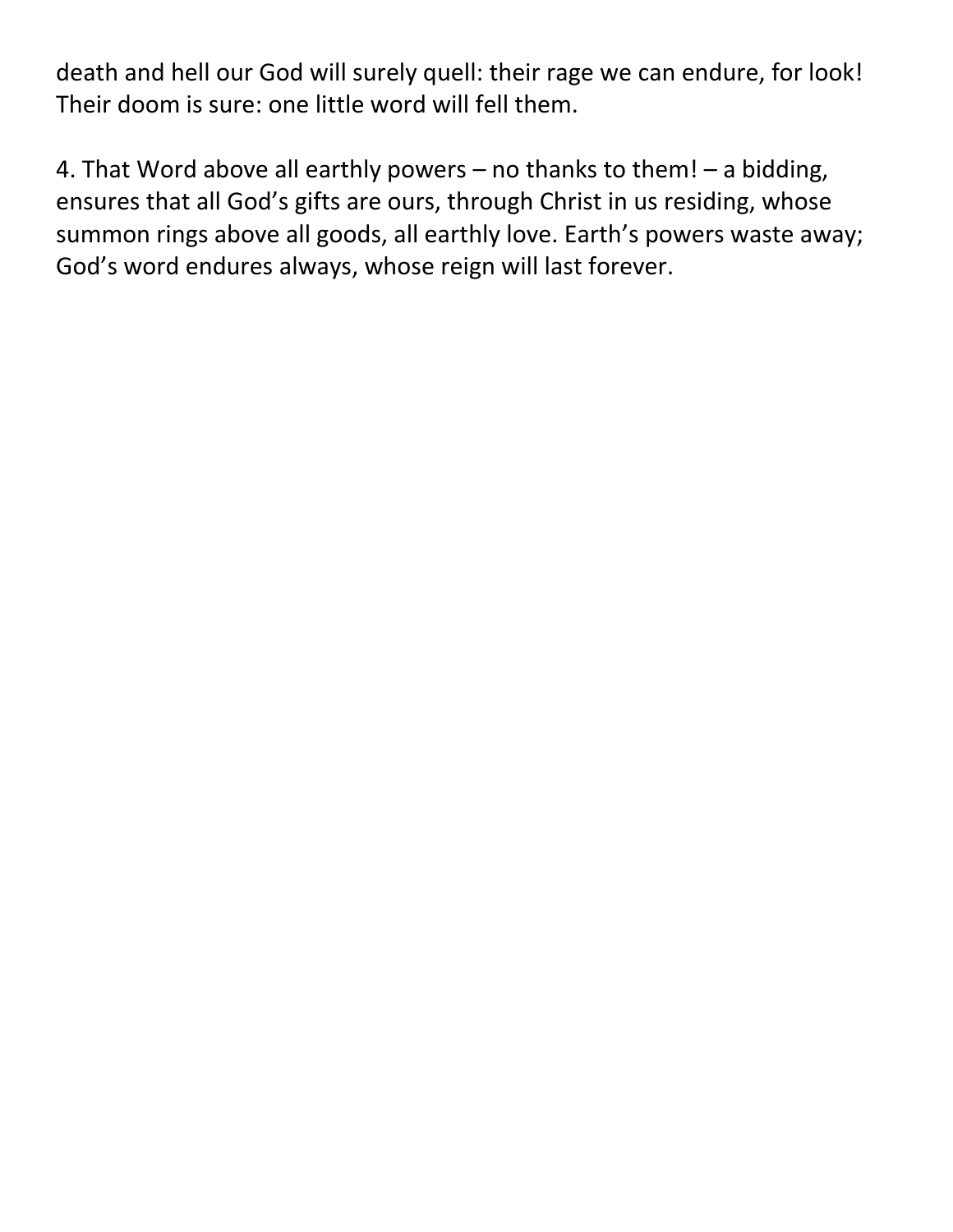death and hell our God will surely quell: their rage we can endure, for look! Their doom is sure: one little word will fell them.

4. That Word above all earthly powers – no thanks to them! – a bidding, ensures that all God’s gifts are ours, through Christ in us residing, whose summon rings above all goods, all earthly love. Earth’s powers waste away; God’s word endures always, whose reign will last forever.